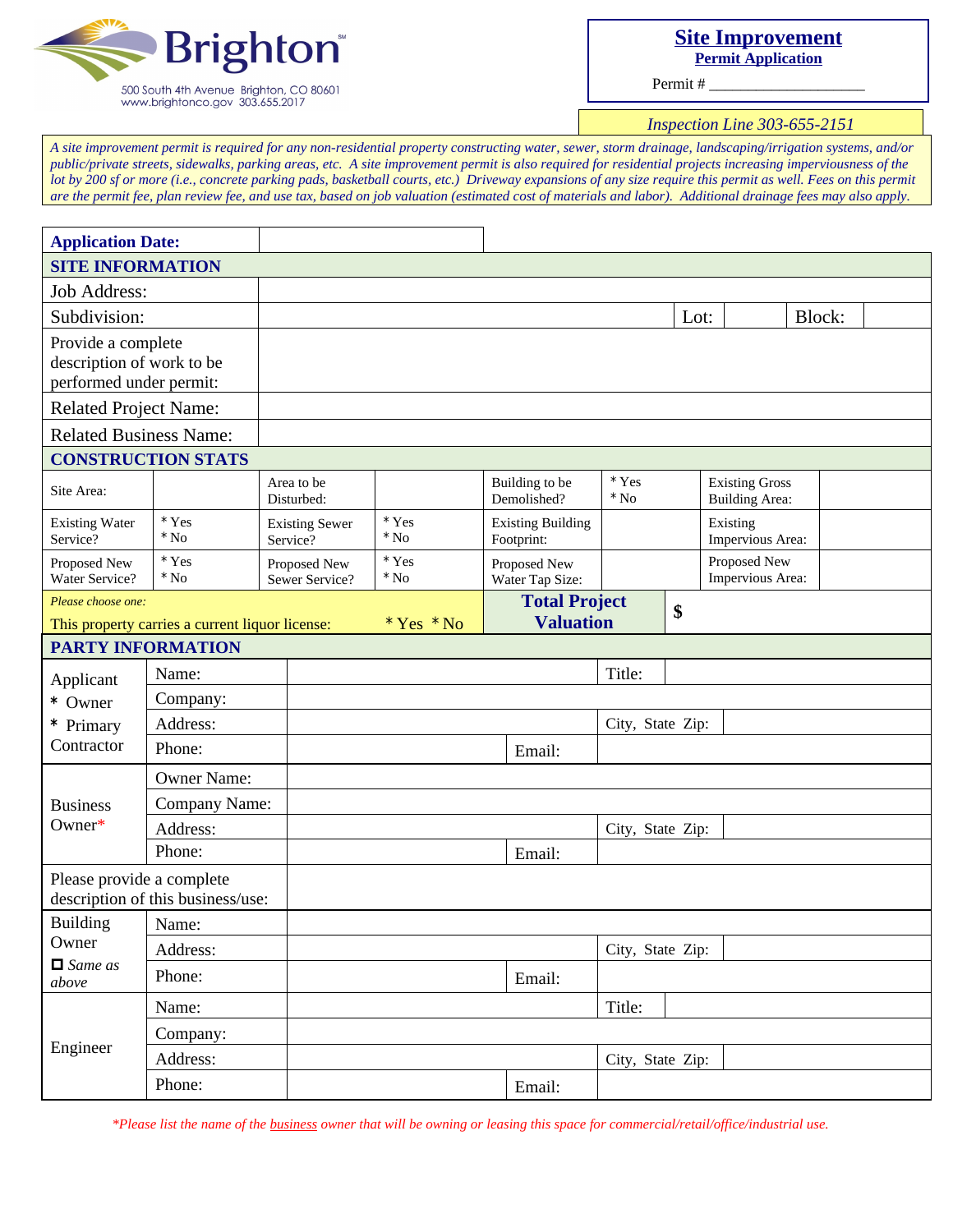Brighton
500 South 4th Avenue Brighton, CO 80601
www.brightonco.gov 303.655.2017

# Site Improvement

**Permit Application**

Permit # ____________________

*Inspection Line 303-655-2151*

*A site improvement permit is required for any non-residential property constructing water, sewer, storm drainage, landscaping/irrigation systems, and/or public/private streets, sidewalks, parking areas, etc. A site improvement permit is also required for residential projects increasing imperviousness of the lot by 200 sf or more (i.e., concrete parking pads, basketball courts, etc.) Driveway expansions of any size require this permit as well. Fees on this permit are the permit fee, plan review fee, and use tax, based on job valuation (estimated cost of materials and labor). Additional drainage fees may also apply.*

| **Application Date:** | |
|---|---|

## SITE INFORMATION

| | | | | | |
|---|---|---|---|---|---|
| Job Address: | | | | | |
| Subdivision: | | Lot: | | Block: | |
| Provide a complete description of work to be performed under permit: | | | | | |
| Related Project Name: | | | | | |
| Related Business Name: | | | | | |

## CONSTRUCTION STATS

| | | | | | | | |
|---|---|---|---|---|---|---|---|
| Site Area: | | Area to be Disturbed: | | Building to be Demolished? | * Yes * No | Existing Gross Building Area: | |
| Existing Water Service? | * Yes * No | Existing Sewer Service? | * Yes * No | Existing Building Footprint: | | Existing Impervious Area: | |
| Proposed New Water Service? | * Yes * No | Proposed New Sewer Service? | * Yes * No | Proposed New Water Tap Size: | | Proposed New Impervious Area: | |

*Please choose one:*
This property carries a current liquor license: * Yes * No

**Total Project Valuation** $

## PARTY INFORMATION

| | | | | |
|---|---|---|---|---|
| Applicant * Owner * Primary Contractor | Name: | | Title: | |
| | Company: | | | |
| | Address: | | City, State Zip: | |
| | Phone: | | Email: | |
| Business Owner* | Owner Name: | | | |
| | Company Name: | | | |
| | Address: | | City, State Zip: | |
| | Phone: | | Email: | |
| Please provide a complete description of this business/use: | | | | |
| Building Owner ☐ *Same as above* | Name: | | | |
| | Address: | | City, State Zip: | |
| | Phone: | | Email: | |
| Engineer | Name: | | Title: | |
| | Company: | | | |
| | Address: | | City, State Zip: | |
| | Phone: | | Email: | |

*\*Please list the name of the business owner that will be owning or leasing this space for commercial/retail/office/industrial use.*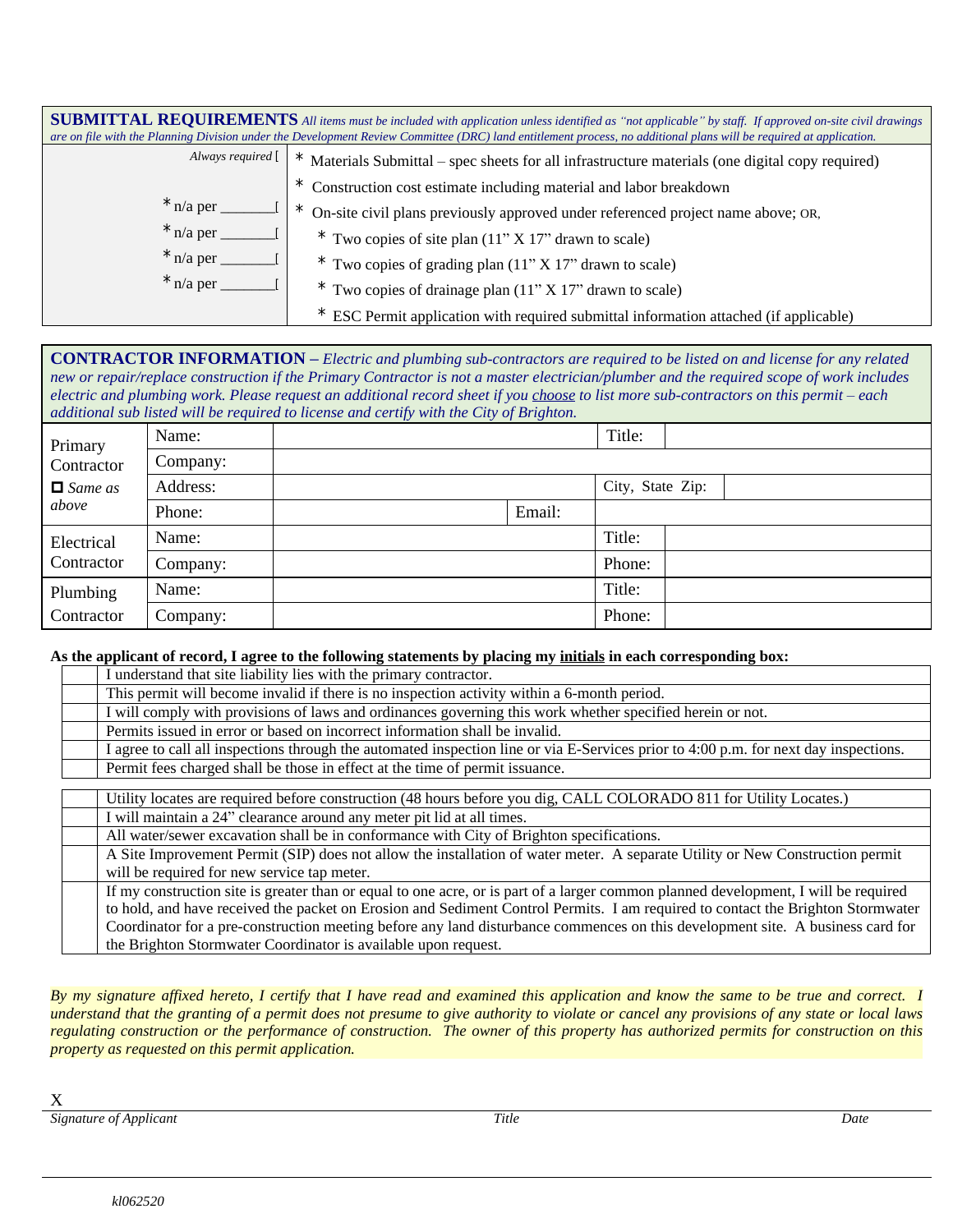## SUBMITTAL REQUIREMENTS

*All items must be included with application unless identified as "not applicable" by staff. If approved on-site civil drawings are on file with the Planning Division under the Development Review Committee (DRC) land entitlement process, no additional plans will be required at application.*

| | |
|---|---|
| *Always required* [ | * Materials Submittal – spec sheets for all infrastructure materials (one digital copy required) |
| | * Construction cost estimate including material and labor breakdown |
| * n/a per _______[ | * On-site civil plans previously approved under referenced project name above; OR, |
| * n/a per _______[ | * Two copies of site plan (11" X 17" drawn to scale) |
| * n/a per _______[ | * Two copies of grading plan (11" X 17" drawn to scale) |
| * n/a per _______[ | * Two copies of drainage plan (11" X 17" drawn to scale) |
| | * ESC Permit application with required submittal information attached (if applicable) |

## CONTRACTOR INFORMATION

– *Electric and plumbing sub-contractors are required to be listed on and license for any related new or repair/replace construction if the Primary Contractor is not a master electrician/plumber and the required scope of work includes electric and plumbing work. Please request an additional record sheet if you choose to list more sub-contractors on this permit – each additional sub listed will be required to license and certify with the City of Brighton.*

| | | | | |
|---|---|---|---|---|
| Primary Contractor ☐ *Same as above* | Name: | | Title: | |
| | Company: | | | |
| | Address: | | City, State Zip: | |
| | Phone: | | Email: | |
| Electrical Contractor | Name: | | Title: | |
| | Company: | | Phone: | |
| Plumbing Contractor | Name: | | Title: | |
| | Company: | | Phone: | |

**As the applicant of record, I agree to the following statements by placing my initials in each corresponding box:**

| | |
|---|---|
| | I understand that site liability lies with the primary contractor. |
| | This permit will become invalid if there is no inspection activity within a 6-month period. |
| | I will comply with provisions of laws and ordinances governing this work whether specified herein or not. |
| | Permits issued in error or based on incorrect information shall be invalid. |
| | I agree to call all inspections through the automated inspection line or via E-Services prior to 4:00 p.m. for next day inspections. |
| | Permit fees charged shall be those in effect at the time of permit issuance. |

| | |
|---|---|
| | Utility locates are required before construction (48 hours before you dig, CALL COLORADO 811 for Utility Locates.) |
| | I will maintain a 24" clearance around any meter pit lid at all times. |
| | All water/sewer excavation shall be in conformance with City of Brighton specifications. |
| | A Site Improvement Permit (SIP) does not allow the installation of water meter. A separate Utility or New Construction permit will be required for new service tap meter. |
| | If my construction site is greater than or equal to one acre, or is part of a larger common planned development, I will be required to hold, and have received the packet on Erosion and Sediment Control Permits. I am required to contact the Brighton Stormwater Coordinator for a pre-construction meeting before any land disturbance commences on this development site. A business card for the Brighton Stormwater Coordinator is available upon request. |

*By my signature affixed hereto, I certify that I have read and examined this application and know the same to be true and correct. I understand that the granting of a permit does not presume to give authority to violate or cancel any provisions of any state or local laws regulating construction or the performance of construction. The owner of this property has authorized permits for construction on this property as requested on this permit application.*

X

*Signature of Applicant* | *Title* | *Date*

*kl062520*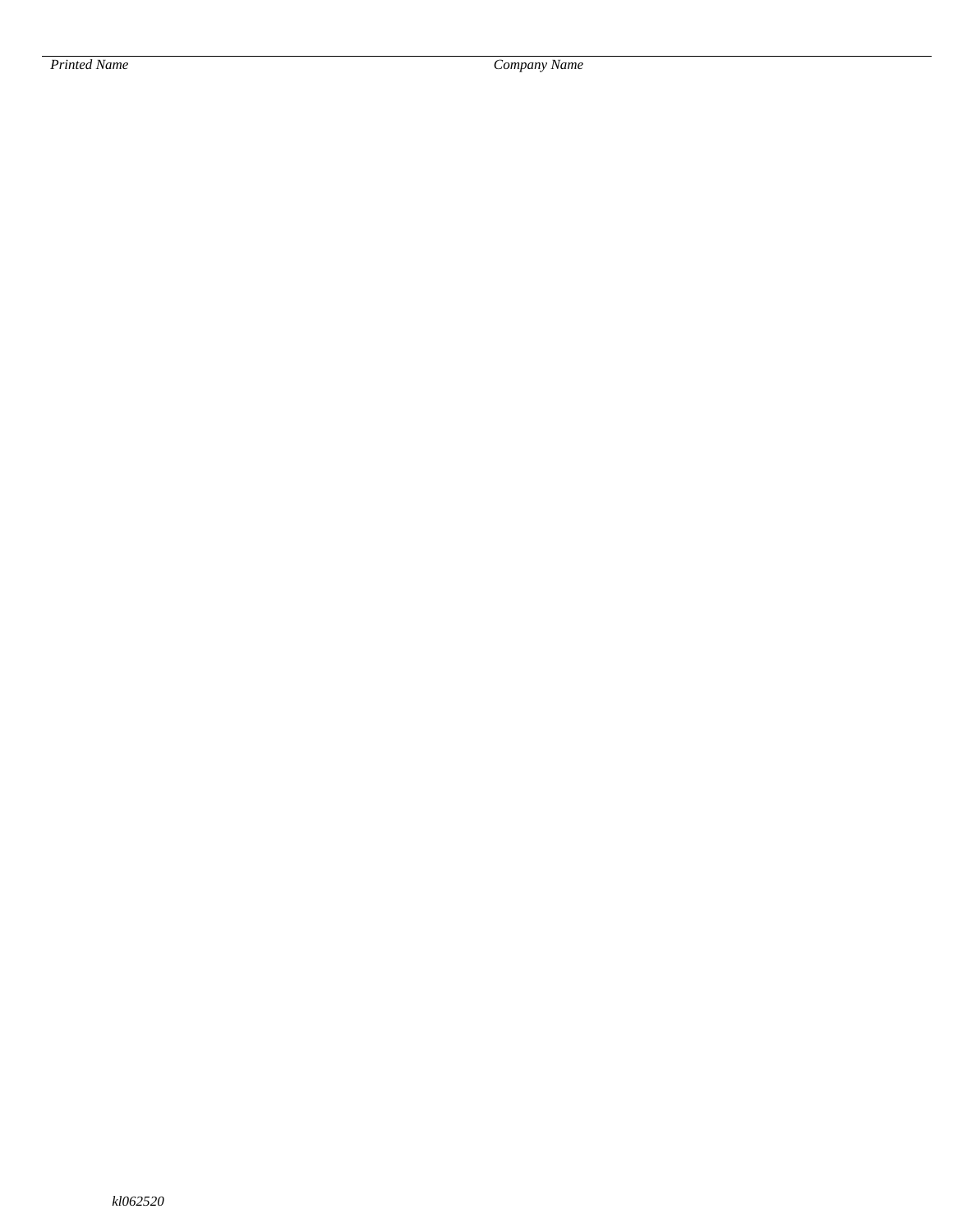*Printed Name* *Company Name*

*kl062520*